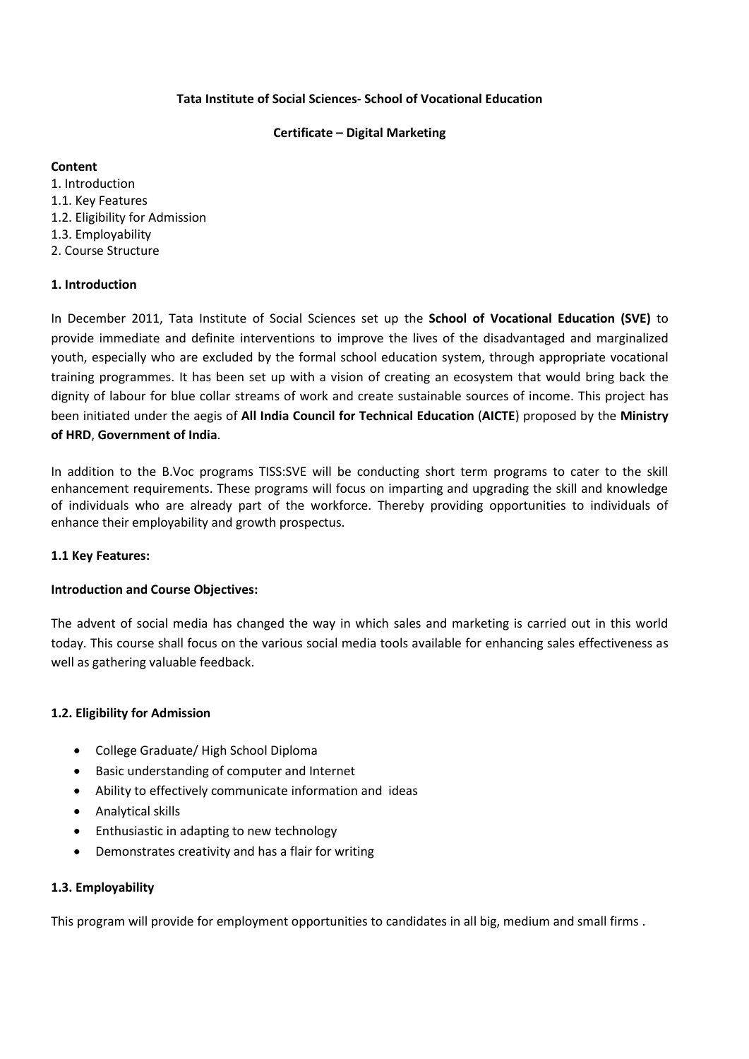**Tata Institute of Social Sciences- School of Vocational Education**

**Certificate – Digital Marketing**

**Content**

1. Introduction
1.1. Key Features
1.2. Eligibility for Admission
1.3. Employability
2. Course Structure

## 1. Introduction

In December 2011, Tata Institute of Social Sciences set up the **School of Vocational Education (SVE)** to provide immediate and definite interventions to improve the lives of the disadvantaged and marginalized youth, especially who are excluded by the formal school education system, through appropriate vocational training programmes. It has been set up with a vision of creating an ecosystem that would bring back the dignity of labour for blue collar streams of work and create sustainable sources of income. This project has been initiated under the aegis of **All India Council for Technical Education** (**AICTE**) proposed by the **Ministry of HRD**, **Government of India**.

In addition to the B.Voc programs TISS:SVE will be conducting short term programs to cater to the skill enhancement requirements. These programs will focus on imparting and upgrading the skill and knowledge of individuals who are already part of the workforce. Thereby providing opportunities to individuals of enhance their employability and growth prospectus.

### 1.1 Key Features:

**Introduction and Course Objectives:**

The advent of social media has changed the way in which sales and marketing is carried out in this world today. This course shall focus on the various social media tools available for enhancing sales effectiveness as well as gathering valuable feedback.

### 1.2. Eligibility for Admission

- College Graduate/ High School Diploma
- Basic understanding of computer and Internet
- Ability to effectively communicate information and ideas
- Analytical skills
- Enthusiastic in adapting to new technology
- Demonstrates creativity and has a flair for writing

### 1.3. Employability

This program will provide for employment opportunities to candidates in all big, medium and small firms .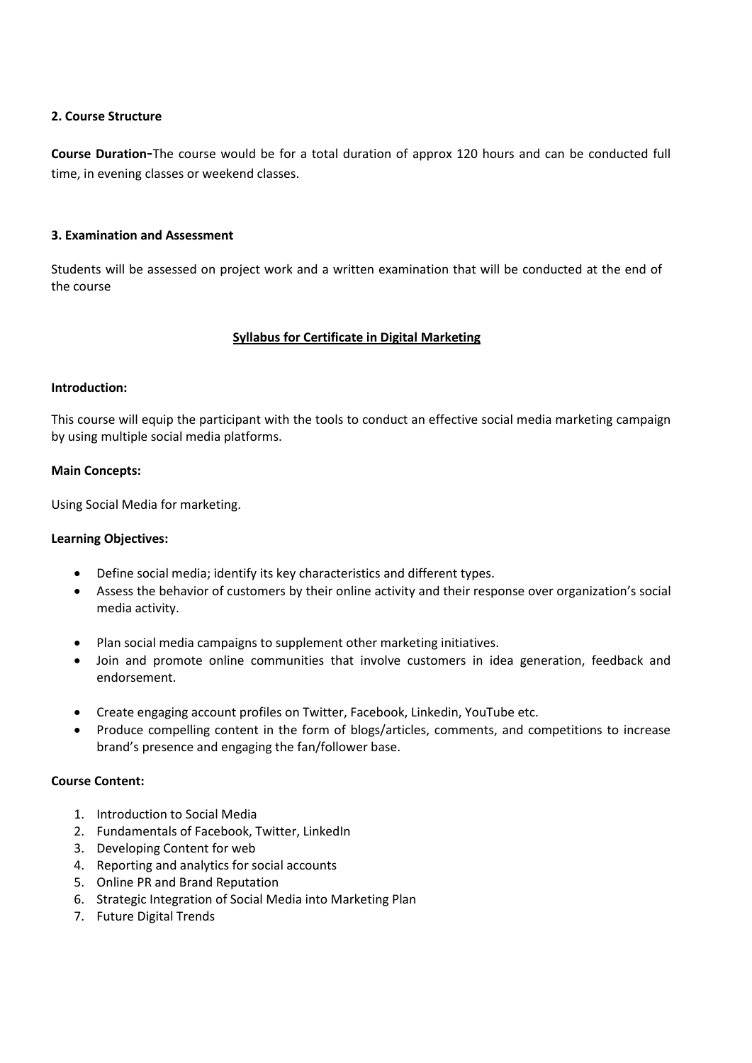**2. Course Structure**

**Course Duration-**The course would be for a total duration of approx 120 hours and can be conducted full time, in evening classes or weekend classes.

**3. Examination and Assessment**

Students will be assessed on project work and a written examination that will be conducted at the end of the course

**Syllabus for Certificate in Digital Marketing**

**Introduction:**

This course will equip the participant with the tools to conduct an effective social media marketing campaign by using multiple social media platforms.

**Main Concepts:**

Using Social Media for marketing.

**Learning Objectives:**

- Define social media; identify its key characteristics and different types.
- Assess the behavior of customers by their online activity and their response over organization's social media activity.
- Plan social media campaigns to supplement other marketing initiatives.
- Join and promote online communities that involve customers in idea generation, feedback and endorsement.
- Create engaging account profiles on Twitter, Facebook, Linkedin, YouTube etc.
- Produce compelling content in the form of blogs/articles, comments, and competitions to increase brand's presence and engaging the fan/follower base.

**Course Content:**

1. Introduction to Social Media
2. Fundamentals of Facebook, Twitter, LinkedIn
3. Developing Content for web
4. Reporting and analytics for social accounts
5. Online PR and Brand Reputation
6. Strategic Integration of Social Media into Marketing Plan
7. Future Digital Trends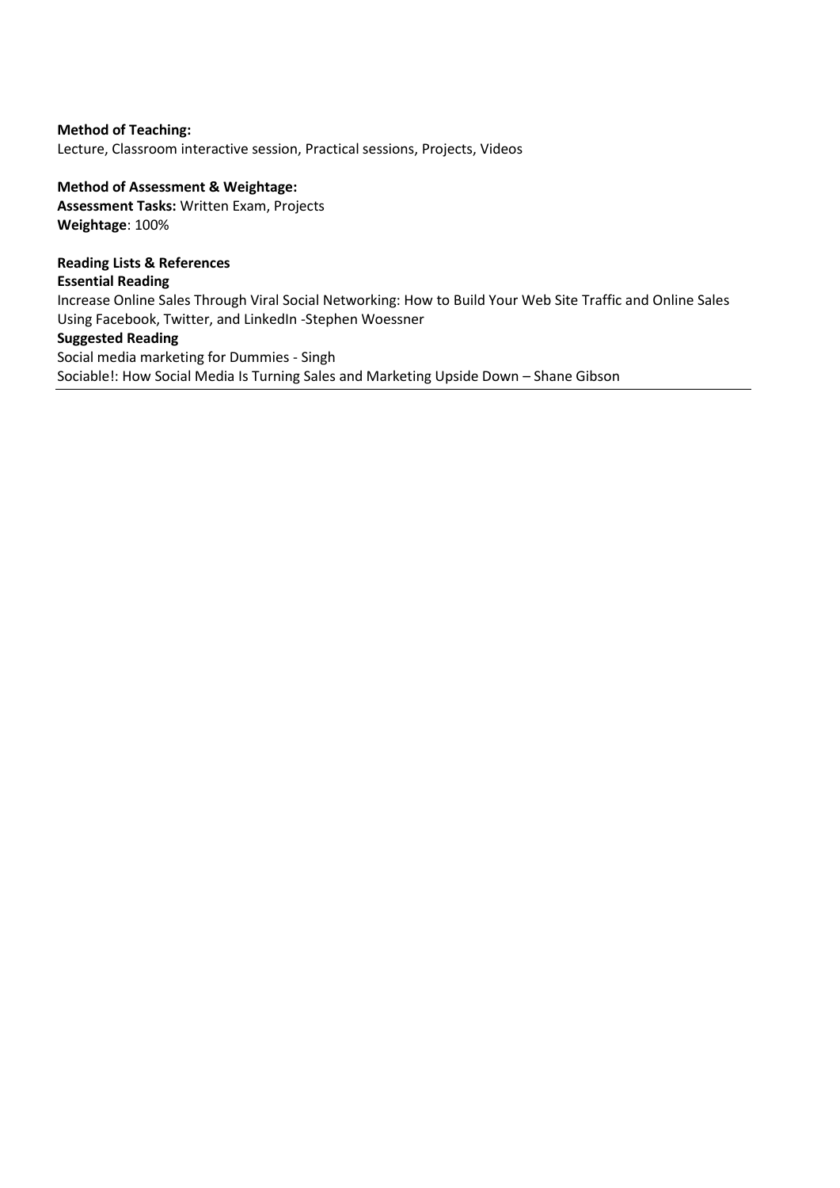**Method of Teaching:**
Lecture, Classroom interactive session, Practical sessions, Projects, Videos

**Method of Assessment & Weightage:**
**Assessment Tasks:** Written Exam, Projects
**Weightage**: 100%

**Reading Lists & References**
**Essential Reading**
Increase Online Sales Through Viral Social Networking: How to Build Your Web Site Traffic and Online Sales Using Facebook, Twitter, and LinkedIn -Stephen Woessner
**Suggested Reading**
Social media marketing for Dummies - Singh
Sociable!: How Social Media Is Turning Sales and Marketing Upside Down – Shane Gibson